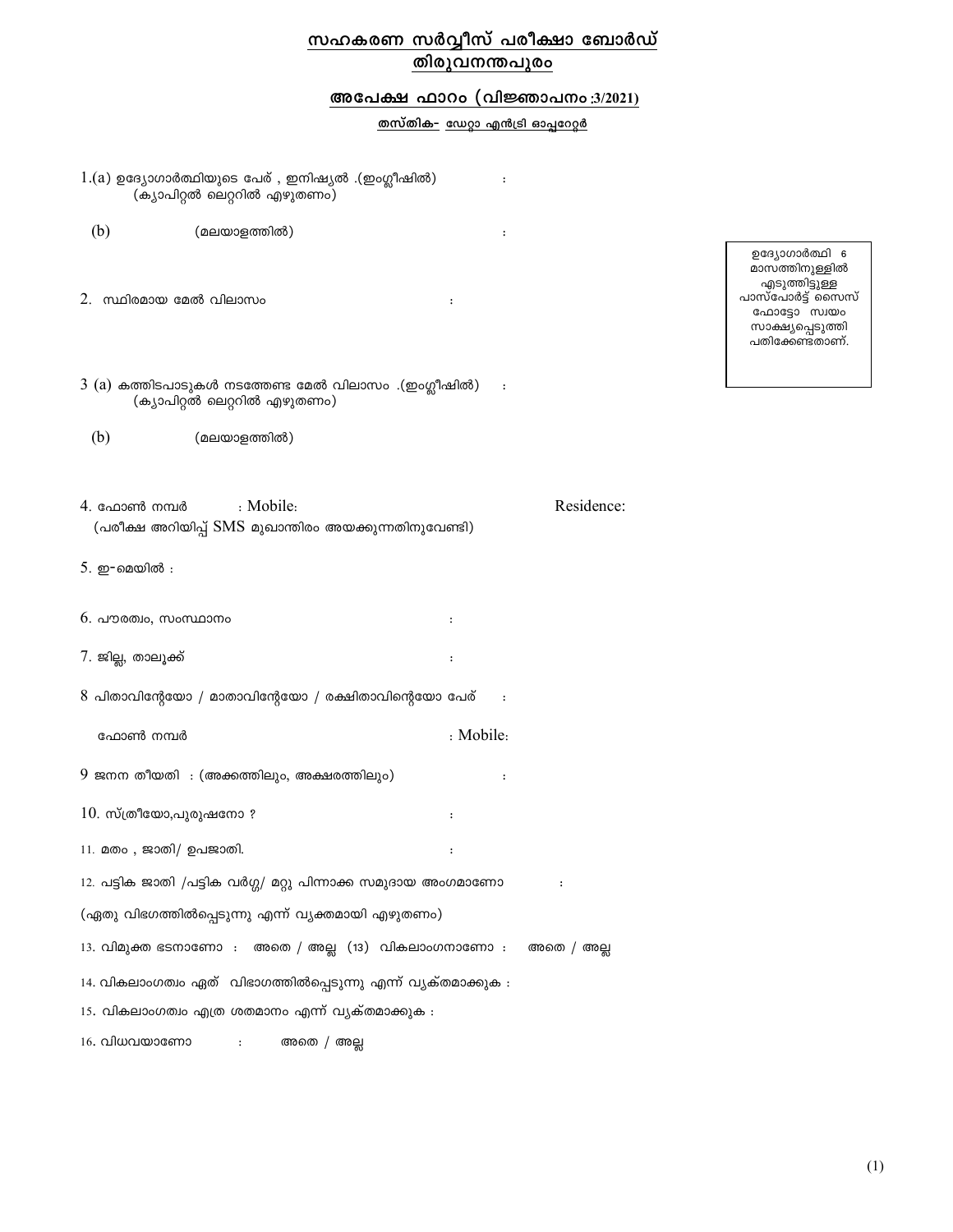# സഹകരണ സർവ്വീസ് പരീക്ഷാ ബോർഡ്
## തിരുവനന്തപുരം

### അപേക്ഷ ഫാറം (വിജ്ഞാപനം :3/2021)

**തസ്തിക- ഡേറ്റാ എൻട്രി ഓപ്പറേറ്റർ**

1.(a) ഉദ്യോഗാർത്ഥിയുടെ പേര് , ഇനിഷ്യൽ .(ഇംഗ്ലീഷിൽ) (ക്യാപിറ്റൽ ലെറ്ററിൽ എഴുതണം) :

(b) (മലയാളത്തിൽ) :

ഉദ്യോഗാർത്ഥി 6 മാസത്തിനുള്ളിൽ എടുത്തിട്ടുള്ള പാസ്പോർട്ട് സൈസ് ഫോട്ടോ സ്വയം സാക്ഷ്യപ്പെടുത്തി പതിക്കേണ്ടതാണ്.

2. സ്ഥിരമായ മേൽ വിലാസം :

3 (a) കത്തിടപാടുകൾ നടത്തേണ്ട മേൽ വിലാസം .(ഇംഗ്ലീഷിൽ) (ക്യാപിറ്റൽ ലെറ്ററിൽ എഴുതണം) :

(b) (മലയാളത്തിൽ)

4. ഫോൺ നമ്പർ : Mobile: Residence:
(പരീക്ഷ അറിയിപ്പ് SMS മുഖാന്തിരം അയക്കുന്നതിനുവേണ്ടി)

5. ഇ-മെയിൽ :

6. പൗരത്വം, സംസ്ഥാനം :

7. ജില്ല, താലൂക്ക് :

8 പിതാവിന്റേയോ / മാതാവിന്റേയോ / രക്ഷിതാവിന്റെയോ പേര് :

ഫോൺ നമ്പർ : Mobile:

9 ജനന തീയതി : (അക്കത്തിലും, അക്ഷരത്തിലും) :

10. സ്ത്രീയോ,പുരുഷനോ ? :

11. മതം , ജാതി/ ഉപജാതി. :

12. പട്ടിക ജാതി /പട്ടിക വർഗ്ഗ/ മറ്റു പിന്നാക്ക സമുദായ അംഗമാണോ :
(ഏതു വിഭഗത്തിൽപ്പെടുന്നു എന്ന് വ്യക്തമായി എഴുതണം)

13. വിമുക്ത ഭടനാണോ : അതെ / അല്ല (13) വികലാംഗനാണോ : അതെ / അല്ല

14. വികലാംഗത്വം ഏത് വിഭാഗത്തിൽപ്പെടുന്നു എന്ന് വ്യക്തമാക്കുക :

15. വികലാംഗത്വം എത്ര ശതമാനം എന്ന് വ്യക്തമാക്കുക :

16. വിധവയാണോ : അതെ / അല്ല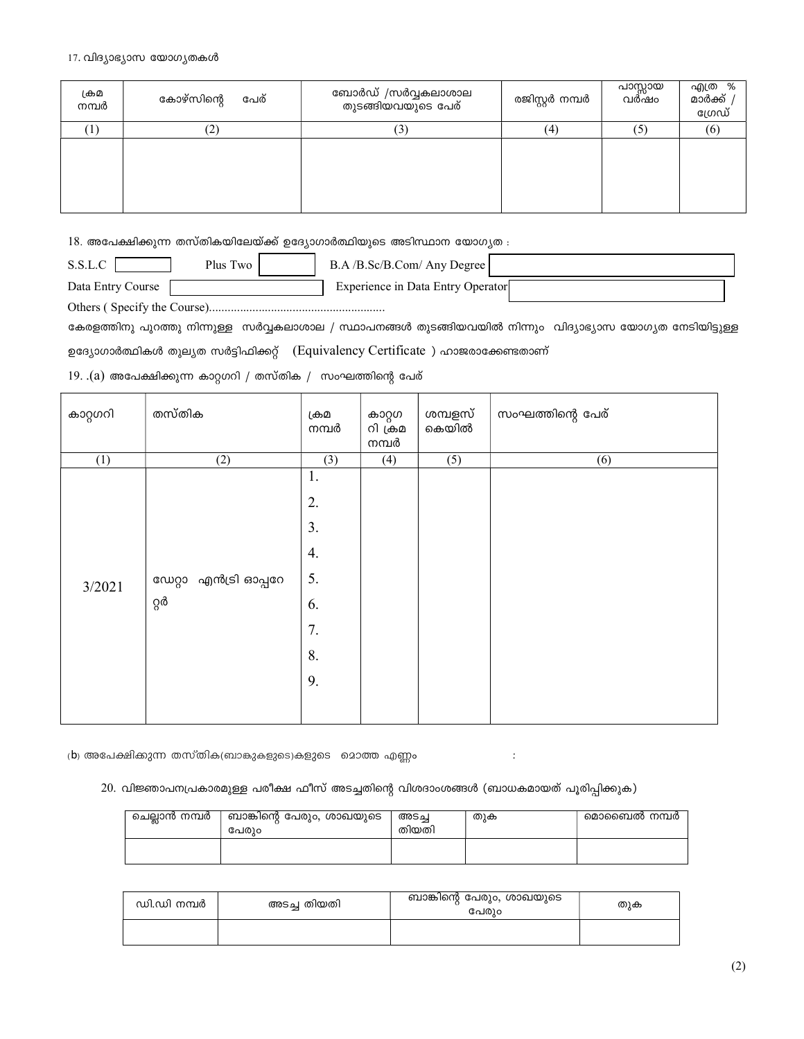17. വിദ്യാഭ്യാസ യോഗ്യതകൾ

| ക്രമ നമ്പർ | കോഴ്സിന്റെ പേര് | ബോർഡ് /സർവ്വകലാശാല തുടങ്ങിയവയുടെ പേര് | രജിസ്റ്റർ നമ്പർ | പാസ്സായ വർഷം | എത്ര % മാർക്ക് / ഗ്രേഡ് |
|---|---|---|---|---|---|
| (1) | (2) | (3) | (4) | (5) | (6) |
| | | | | | |

18. അപേക്ഷിക്കുന്ന തസ്തികയിലേയ്ക്ക് ഉദ്യോഗാർത്ഥിയുടെ അടിസ്ഥാന യോഗ്യത :

S.S.L.C [ ] Plus Two [ ] B.A /B.Sc/B.Com/ Any Degree [ ]

Data Entry Course [ ] Experience in Data Entry Operator [ ]

Others ( Specify the Course).........................................................

കേരളത്തിനു പുറത്തു നിന്നുള്ള സർവ്വകലാശാല / സ്ഥാപനങ്ങൾ തുടങ്ങിയവയിൽ നിന്നും വിദ്യാഭ്യാസ യോഗ്യത നേടിയിട്ടുള്ള ഉദ്യോഗാർത്ഥികൾ തുല്യത സർട്ടിഫിക്കറ്റ് (Equivalency Certificate ) ഹാജരാക്കേണ്ടതാണ്

19. .(a) അപേക്ഷിക്കുന്ന കാറ്റഗറി / തസ്തിക / സംഘത്തിന്റെ പേര്

| കാറ്റഗറി | തസ്തിക | ക്രമ നമ്പർ | കാറ്റഗറി ക്രമ നമ്പർ | ശമ്പളസ് കെയിൽ | സംഘത്തിന്റെ പേര് |
|---|---|---|---|---|---|
| (1) | (2) | (3) | (4) | (5) | (6) |
| 3/2021 | ഡേറ്റാ എൻട്രി ഓപ്പറേറ്റർ | 1. | | | |
| | | 2. | | | |
| | | 3. | | | |
| | | 4. | | | |
| | | 5. | | | |
| | | 6. | | | |
| | | 7. | | | |
| | | 8. | | | |
| | | 9. | | | |

(b) അപേക്ഷിക്കുന്ന തസ്തിക(ബാങ്കുകളുടെ)കളുടെ മൊത്ത എണ്ണം :

20. വിജ്ഞാപനപ്രകാരമുള്ള പരീക്ഷ ഫീസ് അടച്ചതിന്റെ വിശദാംശങ്ങൾ (ബാധകമായത് പൂരിപ്പിക്കുക)

| ചെല്ലാൻ നമ്പർ | ബാങ്കിന്റെ പേരും, ശാഖയുടെ പേരും | അടച്ച തിയതി | തുക | മൊബൈൽ നമ്പർ |
|---|---|---|---|---|
| | | | | |

| ഡി.ഡി നമ്പർ | അടച്ച തിയതി | ബാങ്കിന്റെ പേരും, ശാഖയുടെ പേരും | തുക |
|---|---|---|---|
| | | | |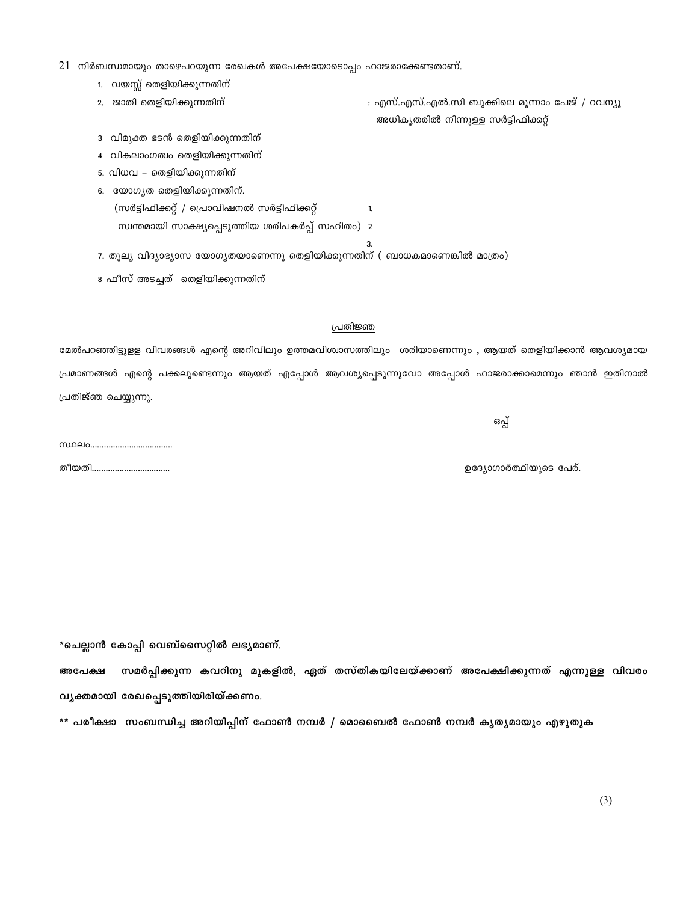21 നിർബന്ധമായും താഴെപറയുന്ന രേഖകൾ അപേക്ഷയോടൊപ്പം ഹാജരാക്കേണ്ടതാണ്.

1. വയസ്സ് തെളിയിക്കുന്നതിന്
2. ജാതി തെളിയിക്കുന്നതിന് : എസ്.എസ്.എൽ.സി ബുക്കിലെ മൂന്നാം പേജ് / റവന്യൂ അധികൃതരിൽ നിന്നുള്ള സർട്ടിഫിക്കറ്റ്
3. വിമുക്ത ഭടൻ തെളിയിക്കുന്നതിന്
4. വികലാംഗത്വം തെളിയിക്കുന്നതിന്
5. വിധവ – തെളിയിക്കുന്നതിന്
6. യോഗ്യത തെളിയിക്കുന്നതിന്.
   (സർട്ടിഫിക്കറ്റ് / പ്രൊവിഷനൽ സർട്ടിഫിക്കറ്റ് 1.
   സ്വന്തമായി സാക്ഷ്യപ്പെടുത്തിയ ശരിപകർപ്പ് സഹിതം) 2
   3.
7. തുല്യ വിദ്യാഭ്യാസ യോഗ്യതയാണെന്നു തെളിയിക്കുന്നതിന് ( ബാധകമാണെങ്കിൽ മാത്രം)
8. ഫീസ് അടച്ചത് തെളിയിക്കുന്നതിന്

## പ്രതിജ്ഞ

മേൽപറഞ്ഞിട്ടുള്ള വിവരങ്ങൾ എന്റെ അറിവിലും ഉത്തമവിശ്വാസത്തിലും ശരിയാണെന്നും , ആയത് തെളിയിക്കാൻ ആവശ്യമായ പ്രമാണങ്ങൾ എന്റെ പക്കലുണ്ടെന്നും ആയത് എപ്പോൾ ആവശ്യപ്പെടുന്നുവോ അപ്പോൾ ഹാജരാക്കാമെന്നും ഞാൻ ഇതിനാൽ പ്രതിജ്ഞ ചെയ്യുന്നു.

ഒപ്പ്

സ്ഥലം...................................

തീയതി.................................

ഉദ്യോഗാർത്ഥിയുടെ പേര്.

**\*ചെല്ലാൻ കോപ്പി വെബ്സൈറ്റിൽ ലഭ്യമാണ്.**

**അപേക്ഷ സമർപ്പിക്കുന്ന കവറിനു മുകളിൽ, ഏത് തസ്തികയിലേയ്ക്കാണ് അപേക്ഷിക്കുന്നത് എന്നുള്ള വിവരം വ്യക്തമായി രേഖപ്പെടുത്തിയിരിയ്ക്കണം.**

**\*\* പരീക്ഷാ സംബന്ധിച്ച അറിയിപ്പിന് ഫോൺ നമ്പർ / മൊബൈൽ ഫോൺ നമ്പർ കൃത്യമായും എഴുതുക**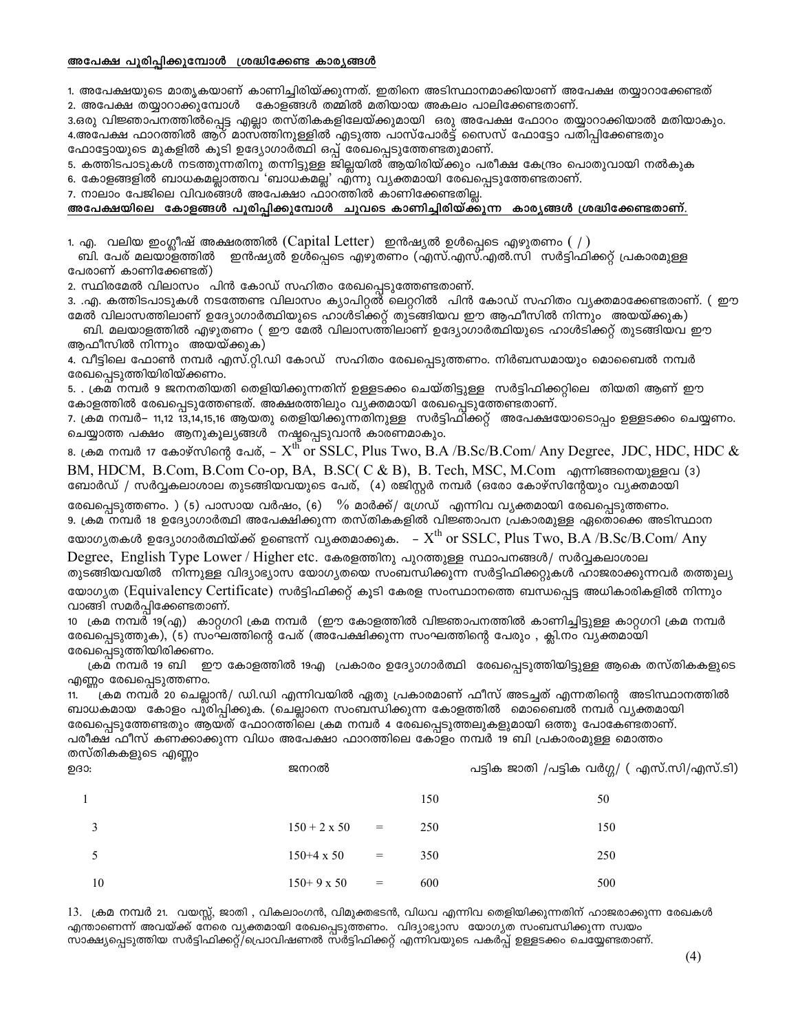## അപേക്ഷ പൂരിപ്പിക്കുമ്പോൾ ശ്രദ്ധിക്കേണ്ട കാര്യങ്ങൾ

1. അപേക്ഷയുടെ മാതൃകയാണ് കാണിച്ചിരിയ്ക്കുന്നത്. ഇതിനെ അടിസ്ഥാനമാക്കിയാണ് അപേക്ഷ തയ്യാറാക്കേണ്ടത്
2. അപേക്ഷ തയ്യാറാക്കുമ്പോൾ കോളങ്ങൾ തമ്മിൽ മതിയായ അകലം പാലിക്കേണ്ടതാണ്.
3. ഒരു വിജ്ഞാപനത്തിൽപ്പെട്ട എല്ലാ തസ്തികകളിലേയ്ക്കുമായി ഒരു അപേക്ഷ ഫോറം തയ്യാറാക്കിയാൽ മതിയാകും.
4. അപേക്ഷ ഫാറത്തിൽ ആറ് മാസത്തിനുള്ളിൽ എടുത്ത പാസ്പോർട്ട് സൈസ് ഫോട്ടോ പതിപ്പിക്കേണ്ടതും ഫോട്ടോയുടെ മുകളിൽ കൂടി ഉദ്യോഗാർത്ഥി ഒപ്പ് രേഖപ്പെടുത്തേണ്ടതുമാണ്.
5. കത്തിടപാടുകൾ നടത്തുന്നതിനു തന്നിട്ടുള്ള ജില്ലയിൽ ആയിരിയ്ക്കും പരീക്ഷ കേന്ദ്രം പൊതുവായി നൽകുക
6. കോളങ്ങളിൽ ബാധകമല്ലാത്തവ 'ബാധകമല്ല' എന്നു വ്യക്തമായി രേഖപ്പെടുത്തേണ്ടതാണ്.
7. നാലാം പേജിലെ വിവരങ്ങൾ അപേക്ഷാ ഫാറത്തിൽ കാണിക്കേണ്ടതില്ല.

**അപേക്ഷയിലെ കോളങ്ങൾ പൂരിപ്പിക്കുമ്പോൾ ചുവടെ കാണിച്ചിരിയ്ക്കുന്ന കാര്യങ്ങൾ ശ്രദ്ധിക്കേണ്ടതാണ്.**

1. എ. വലിയ ഇംഗ്ലീഷ് അക്ഷരത്തിൽ (Capital Letter) ഇൻഷ്യൽ ഉൾപ്പെടെ എഴുതണം ( / )
   ബി. പേര് മലയാളത്തിൽ ഇൻഷ്യൽ ഉൾപ്പെടെ എഴുതണം (എസ്.എസ്.എൽ.സി സർട്ടിഫിക്കറ്റ് പ്രകാരമുള്ള പേരാണ് കാണിക്കേണ്ടത്)
2. സ്ഥിരമേൽ വിലാസം പിൻ കോഡ് സഹിതം രേഖപ്പെടുത്തേണ്ടതാണ്.
3. .എ. കത്തിടപാടുകൾ നടത്തേണ്ട വിലാസം ക്യാപ്പിറ്റൽ ലെറ്ററിൽ പിൻ കോഡ് സഹിതം വ്യക്തമാക്കേണ്ടതാണ്. ( ഈ മേൽ വിലാസത്തിലാണ് ഉദ്യോഗാർത്ഥിയുടെ ഹാൾടിക്കറ്റ് തുടങ്ങിയവ ഈ ആഫീസിൽ നിന്നും അയയ്ക്കുക)
   ബി. മലയാളത്തിൽ എഴുതണം ( ഈ മേൽ വിലാസത്തിലാണ് ഉദ്യോഗാർത്ഥിയുടെ ഹാൾടിക്കറ്റ് തുടങ്ങിയവ ഈ ആഫീസിൽ നിന്നും അയയ്ക്കുക)
4. വീട്ടിലെ ഫോൺ നമ്പർ എസ്.റ്റി.ഡി കോഡ് സഹിതം രേഖപ്പെടുത്തണം. നിർബന്ധമായും മൊബൈൽ നമ്പർ രേഖപ്പെടുത്തിയിരിയ്ക്കണം.
5. . ക്രമ നമ്പർ 9 ജനനതിയതി തെളിയിക്കുന്നതിന് ഉള്ളടക്കം ചെയ്തിട്ടുള്ള സർട്ടിഫിക്കറ്റിലെ തിയതി ആണ് ഈ കോളത്തിൽ രേഖപ്പെടുത്തേണ്ടത്. അക്ഷരത്തിലും വ്യക്തമായി രേഖപ്പെടുത്തേണ്ടതാണ്.
7. ക്രമ നമ്പർ– 11,12 13,14,15,16 ആയതു തെളിയിക്കുന്നതിനുള്ള സർട്ടിഫിക്കറ്റ് അപേക്ഷയോടൊപ്പം ഉള്ളടക്കം ചെയ്യണം. ചെയ്യാത്ത പക്ഷം ആനുകൂല്യങ്ങൾ നഷ്ടപ്പെടുവാൻ കാരണമാകും.
8. ക്രമ നമ്പർ 17 കോഴ്സിന്റെ പേര്, – $X^{th}$ or SSLC, Plus Two, B.A /B.Sc/B.Com/ Any Degree, JDC, HDC, HDC & BM, HDCM, B.Com, B.Com Co-op, BA, B.SC( C & B), B. Tech, MSC, M.Com എന്നിങ്ങനെയുള്ളവ (3) ബോർഡ് / സർവ്വകലാശാല തുടങ്ങിയവയുടെ പേര്, (4) രജിസ്റ്റർ നമ്പർ (ഒരോ കോഴ്സിന്റേയും വ്യക്തമായി രേഖപ്പെടുത്തണം. ) (5) പാസായ വർഷം, (6) % മാർക്ക്/ ഗ്രേഡ് എന്നിവ വ്യക്തമായി രേഖപ്പെടുത്തണം.
9. ക്രമ നമ്പർ 18 ഉദ്യോഗാർത്ഥി അപേക്ഷിക്കുന്ന തസ്തികകളിൽ വിജ്ഞാപന പ്രകാരമുള്ള ഏതൊക്കെ അടിസ്ഥാന യോഗ്യതകൾ ഉദ്യോഗാർത്ഥിയ്ക്ക് ഉണ്ടെന്ന് വ്യക്തമാക്കുക. – $X^{th}$ or SSLC, Plus Two, B.A /B.Sc/B.Com/ Any Degree, English Type Lower / Higher etc. കേരളത്തിനു പുറത്തുള്ള സ്ഥാപനങ്ങൾ/ സർവ്വകലാശാല തുടങ്ങിയവയിൽ നിന്നുള്ള വിദ്യാഭ്യാസ യോഗ്യതയെ സംബന്ധിക്കുന്ന സർട്ടിഫിക്കറ്റുകൾ ഹാജരാക്കുന്നവർ തത്തുല്യ യോഗ്യത (Equivalency Certificate) സർട്ടിഫിക്കറ്റ് കൂടി കേരള സംസ്ഥാനത്തെ ബന്ധപ്പെട്ട അധികാരികളിൽ നിന്നും വാങ്ങി സമർപ്പിക്കേണ്ടതാണ്.
10. ക്രമ നമ്പർ 19(എ) കാറ്റഗറി ക്രമ നമ്പർ (ഈ കോളത്തിൽ വിജ്ഞാപനത്തിൽ കാണിച്ചിട്ടുള്ള കാറ്റഗറി ക്രമ നമ്പർ രേഖപ്പെടുത്തുക), (5) സംഘത്തിന്റെ പേര് (അപേക്ഷിക്കുന്ന സംഘത്തിന്റെ പേരും , ക്ലി.നം വ്യക്തമായി രേഖപ്പെടുത്തിയിരിക്കണം.
    ക്രമ നമ്പർ 19 ബി ഈ കോളത്തിൽ 19എ പ്രകാരം ഉദ്യോഗാർത്ഥി രേഖപ്പെടുത്തിയിട്ടുള്ള ആകെ തസ്തികകളുടെ എണ്ണം രേഖപ്പെടുത്തണം.
11. ക്രമ നമ്പർ 20 ചെല്ലാൻ/ ഡി.ഡി എന്നിവയിൽ ഏതു പ്രകാരമാണ് ഫീസ് അടച്ചത് എന്നതിന്റെ അടിസ്ഥാനത്തിൽ ബാധകമായ കോളം പൂരിപ്പിക്കുക. (ചെല്ലാനെ സംബന്ധിക്കുന്ന കോളത്തിൽ മൊബൈൽ നമ്പർ വ്യക്തമായി രേഖപ്പെടുത്തേണ്ടതും ആയത് ഫോറത്തിലെ ക്രമ നമ്പർ 4 രേഖപ്പെടുത്തലുകളുമായി ഒത്തു പോകേണ്ടതാണ്. പരീക്ഷ ഫീസ് കണക്കാക്കുന്ന വിധം അപേക്ഷാ ഫാറത്തിലെ കോളം നമ്പർ 19 ബി പ്രകാരംമുള്ള മൊത്തം തസ്തികകളുടെ എണ്ണം

| ഉദാ: | ജനറൽ | | | പട്ടിക ജാതി /പട്ടിക വർഗ്ഗ/ ( എസ്.സി/എസ്.ടി) |
|---|---|---|---|---|
| 1 | | | 150 | 50 |
| 3 | 150 + 2 x 50 | = | 250 | 150 |
| 5 | 150+4 x 50 | = | 350 | 250 |
| 10 | 150+ 9 x 50 | = | 600 | 500 |

13. ക്രമ നമ്പർ 21. വയസ്സ്, ജാതി , വികലാംഗൻ, വിമുക്തഭടൻ, വിധവ എന്നിവ തെളിയിക്കുന്നതിന് ഹാജരാക്കുന്ന രേഖകൾ എന്താണെന്ന് അവയ്ക്ക് നേരെ വ്യക്തമായി രേഖപ്പെടുത്തണം. വിദ്യാഭ്യാസ യോഗ്യത സംബന്ധിക്കുന്ന സ്വയം സാക്ഷ്യപ്പെടുത്തിയ സർട്ടിഫിക്കറ്റ്/പ്രൊവിഷണൽ സർട്ടിഫിക്കറ്റ് എന്നിവയുടെ പകർപ്പ് ഉള്ളടക്കം ചെയ്യേണ്ടതാണ്.